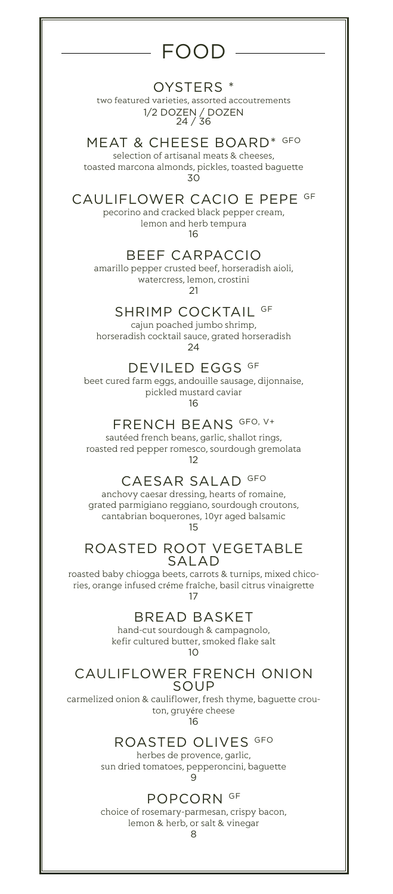# FOOD

## OYSTERS *

two featured varieties, assorted accoutrements

1/2 DOZEN / DOZEN

24 / 36

## MEAT & CHEESE BOARD* GFO

selection of artisanal meats & cheeses,
toasted marcona almonds, pickles, toasted baguette

30

## CAULIFLOWER CACIO E PEPE GF

pecorino and cracked black pepper cream,
lemon and herb tempura

16

## BEEF CARPACCIO

amarillo pepper crusted beef, horseradish aioli,
watercress, lemon, crostini

21

## SHRIMP COCKTAIL GF

cajun poached jumbo shrimp,
horseradish cocktail sauce, grated horseradish

24

## DEVILED EGGS GF

beet cured farm eggs, andouille sausage, dijonnaise,
pickled mustard caviar

16

## FRENCH BEANS GFO, V+

sautéed french beans, garlic, shallot rings,
roasted red pepper romesco, sourdough gremolata

12

## CAESAR SALAD GFO

anchovy caesar dressing, hearts of romaine,
grated parmigiano reggiano, sourdough croutons,
cantabrian boquerones, 10yr aged balsamic

15

## ROASTED ROOT VEGETABLE SALAD

roasted baby chiogga beets, carrots & turnips, mixed chicories, orange infused créme fraîche, basil citrus vinaigrette

17

## BREAD BASKET

hand-cut sourdough & campagnolo,
kefir cultured butter, smoked flake salt

10

## CAULIFLOWER FRENCH ONION SOUP

carmelized onion & cauliflower, fresh thyme, baguette crouton, gruyére cheese

16

## ROASTED OLIVES GFO

herbes de provence, garlic,
sun dried tomatoes, pepperoncini, baguette

9

## POPCORN GF

choice of rosemary-parmesan, crispy bacon,
lemon & herb, or salt & vinegar

8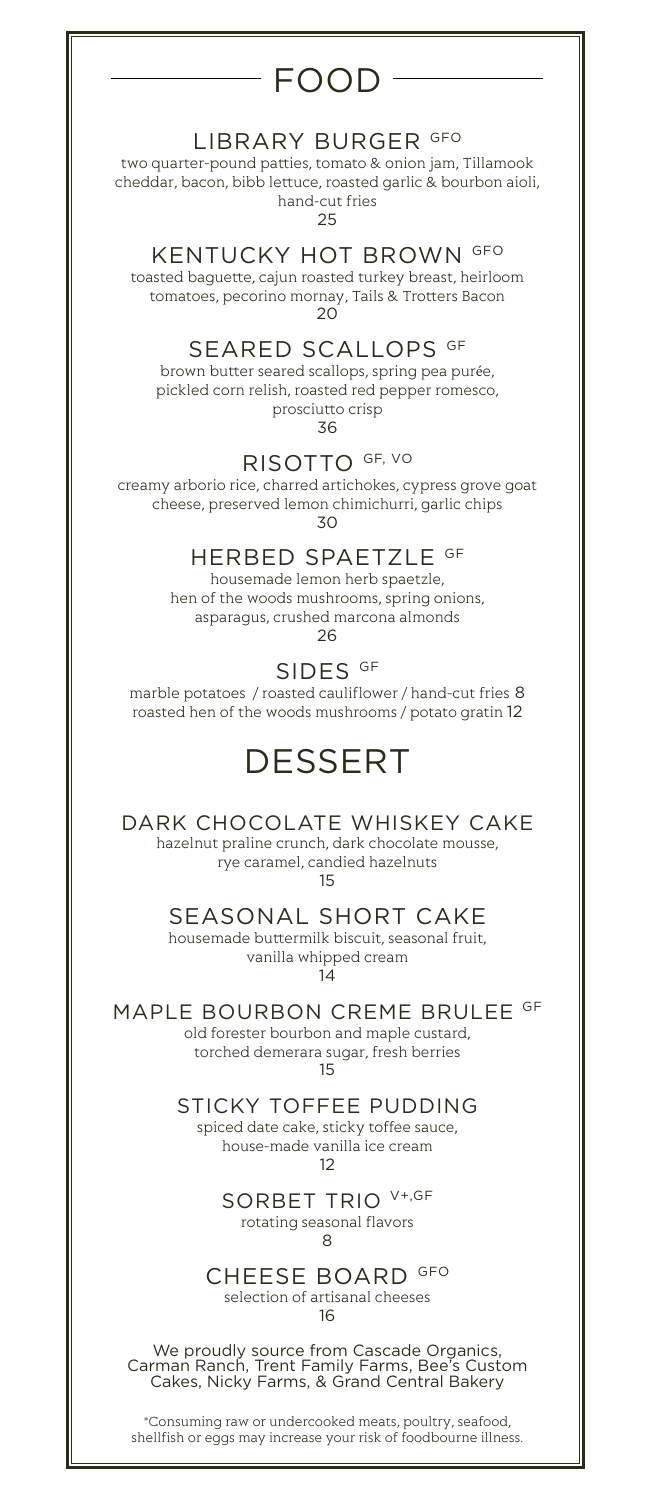# FOOD

### LIBRARY BURGER GFO

two quarter-pound patties, tomato & onion jam, Tillamook cheddar, bacon, bibb lettuce, roasted garlic & bourbon aioli, hand-cut fries

25

### KENTUCKY HOT BROWN GFO

toasted baguette, cajun roasted turkey breast, heirloom tomatoes, pecorino mornay, Tails & Trotters Bacon

20

### SEARED SCALLOPS GF

brown butter seared scallops, spring pea purée, pickled corn relish, roasted red pepper romesco, prosciutto crisp

36

### RISOTTO GF, VO

creamy arborio rice, charred artichokes, cypress grove goat cheese, preserved lemon chimichurri, garlic chips

30

### HERBED SPAETZLE GF

housemade lemon herb spaetzle, hen of the woods mushrooms, spring onions, asparagus, crushed marcona almonds

26

### SIDES GF

marble potatoes / roasted cauliflower / hand-cut fries 8

roasted hen of the woods mushrooms / potato gratin 12

# DESSERT

### DARK CHOCOLATE WHISKEY CAKE

hazelnut praline crunch, dark chocolate mousse, rye caramel, candied hazelnuts

15

### SEASONAL SHORT CAKE

housemade buttermilk biscuit, seasonal fruit, vanilla whipped cream

14

### MAPLE BOURBON CREME BRULEE GF

old forester bourbon and maple custard, torched demerara sugar, fresh berries

15

### STICKY TOFFEE PUDDING

spiced date cake, sticky toffee sauce, house-made vanilla ice cream

12

### SORBET TRIO V+,GF

rotating seasonal flavors

8

### CHEESE BOARD GFO

selection of artisanal cheeses

16

We proudly source from Cascade Organics, Carman Ranch, Trent Family Farms, Bee's Custom Cakes, Nicky Farms, & Grand Central Bakery

*Consuming raw or undercooked meats, poultry, seafood, shellfish or eggs may increase your risk of foodbourne illness.